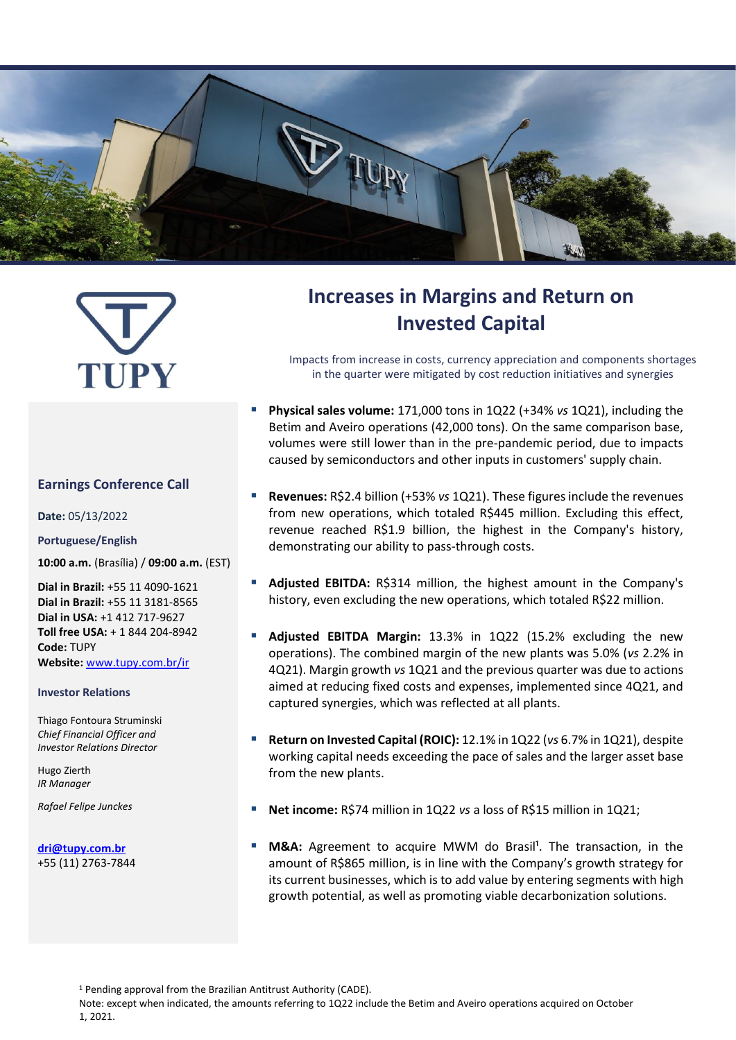# Increases in Margins and Return on Invested Capital

Impacts from increase in costs, currency appreciation and components shortages in the quarter were mitigated by cost reduction initiatives and synergies

- **Physical sales volume:** 171,000 tons in 1Q22 (+34% *vs* 1Q21), including the Betim and Aveiro operations (42,000 tons). On the same comparison base, volumes were still lower than in the pre-pandemic period, due to impacts caused by semiconductors and other inputs in customers' supply chain.

- **Revenues:** R$2.4 billion (+53% *vs* 1Q21). These figures include the revenues from new operations, which totaled R$445 million. Excluding this effect, revenue reached R$1.9 billion, the highest in the Company's history, demonstrating our ability to pass-through costs.

- **Adjusted EBITDA:** R$314 million, the highest amount in the Company's history, even excluding the new operations, which totaled R$22 million.

- **Adjusted EBITDA Margin:** 13.3% in 1Q22 (15.2% excluding the new operations). The combined margin of the new plants was 5.0% (*vs* 2.2% in 4Q21). Margin growth *vs* 1Q21 and the previous quarter was due to actions aimed at reducing fixed costs and expenses, implemented since 4Q21, and captured synergies, which was reflected at all plants.

- **Return on Invested Capital (ROIC):** 12.1% in 1Q22 (*vs* 6.7% in 1Q21), despite working capital needs exceeding the pace of sales and the larger asset base from the new plants.

- **Net income:** R$74 million in 1Q22 *vs* a loss of R$15 million in 1Q21;

- **M&A:** Agreement to acquire MWM do Brasil[1]. The transaction, in the amount of R$865 million, is in line with the Company's growth strategy for its current businesses, which is to add value by entering segments with high growth potential, as well as promoting viable decarbonization solutions.

## Earnings Conference Call

**Date:** 05/13/2022

**Portuguese/English**

**10:00 a.m.** (Brasília) / **09:00 a.m.** (EST)

**Dial in Brazil:** +55 11 4090-1621
**Dial in Brazil:** +55 11 3181-8565
**Dial in USA:** +1 412 717-9627
**Toll free USA:** + 1 844 204-8942
**Code:** TUPY
**Website:** www.tupy.com.br/ir

### Investor Relations

Thiago Fontoura Struminski
*Chief Financial Officer and Investor Relations Director*

Hugo Zierth
*IR Manager*

*Rafael Felipe Junckes*

**dri@tupy.com.br**
+55 (11) 2763-7844

[1] Pending approval from the Brazilian Antitrust Authority (CADE).

Note: except when indicated, the amounts referring to 1Q22 include the Betim and Aveiro operations acquired on October 1, 2021.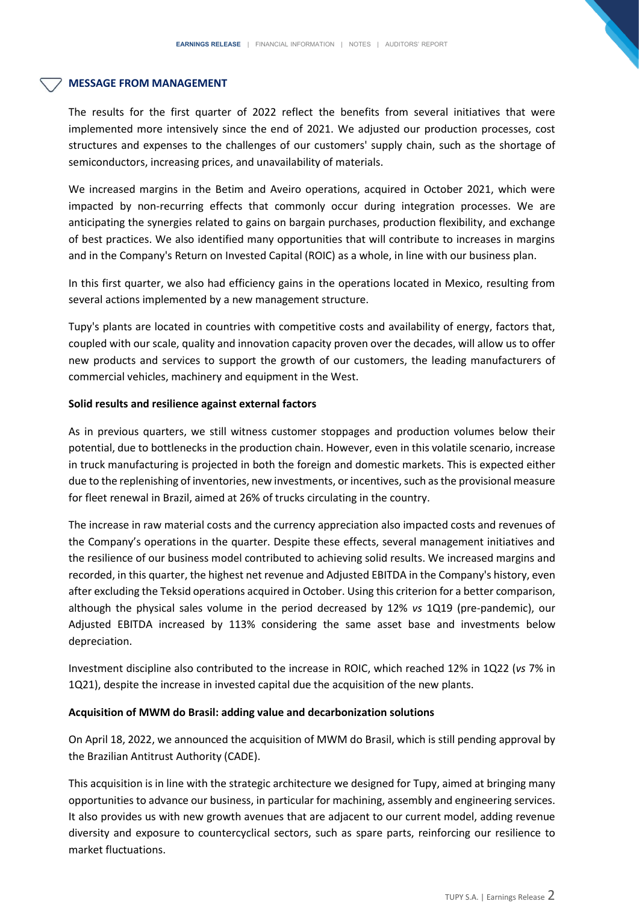## MESSAGE FROM MANAGEMENT

The results for the first quarter of 2022 reflect the benefits from several initiatives that were implemented more intensively since the end of 2021. We adjusted our production processes, cost structures and expenses to the challenges of our customers' supply chain, such as the shortage of semiconductors, increasing prices, and unavailability of materials.

We increased margins in the Betim and Aveiro operations, acquired in October 2021, which were impacted by non-recurring effects that commonly occur during integration processes. We are anticipating the synergies related to gains on bargain purchases, production flexibility, and exchange of best practices. We also identified many opportunities that will contribute to increases in margins and in the Company's Return on Invested Capital (ROIC) as a whole, in line with our business plan.

In this first quarter, we also had efficiency gains in the operations located in Mexico, resulting from several actions implemented by a new management structure.

Tupy's plants are located in countries with competitive costs and availability of energy, factors that, coupled with our scale, quality and innovation capacity proven over the decades, will allow us to offer new products and services to support the growth of our customers, the leading manufacturers of commercial vehicles, machinery and equipment in the West.

**Solid results and resilience against external factors**

As in previous quarters, we still witness customer stoppages and production volumes below their potential, due to bottlenecks in the production chain. However, even in this volatile scenario, increase in truck manufacturing is projected in both the foreign and domestic markets. This is expected either due to the replenishing of inventories, new investments, or incentives, such as the provisional measure for fleet renewal in Brazil, aimed at 26% of trucks circulating in the country.

The increase in raw material costs and the currency appreciation also impacted costs and revenues of the Company's operations in the quarter. Despite these effects, several management initiatives and the resilience of our business model contributed to achieving solid results. We increased margins and recorded, in this quarter, the highest net revenue and Adjusted EBITDA in the Company's history, even after excluding the Teksid operations acquired in October. Using this criterion for a better comparison, although the physical sales volume in the period decreased by 12% *vs* 1Q19 (pre-pandemic), our Adjusted EBITDA increased by 113% considering the same asset base and investments below depreciation.

Investment discipline also contributed to the increase in ROIC, which reached 12% in 1Q22 (*vs* 7% in 1Q21), despite the increase in invested capital due the acquisition of the new plants.

**Acquisition of MWM do Brasil: adding value and decarbonization solutions**

On April 18, 2022, we announced the acquisition of MWM do Brasil, which is still pending approval by the Brazilian Antitrust Authority (CADE).

This acquisition is in line with the strategic architecture we designed for Tupy, aimed at bringing many opportunities to advance our business, in particular for machining, assembly and engineering services. It also provides us with new growth avenues that are adjacent to our current model, adding revenue diversity and exposure to countercyclical sectors, such as spare parts, reinforcing our resilience to market fluctuations.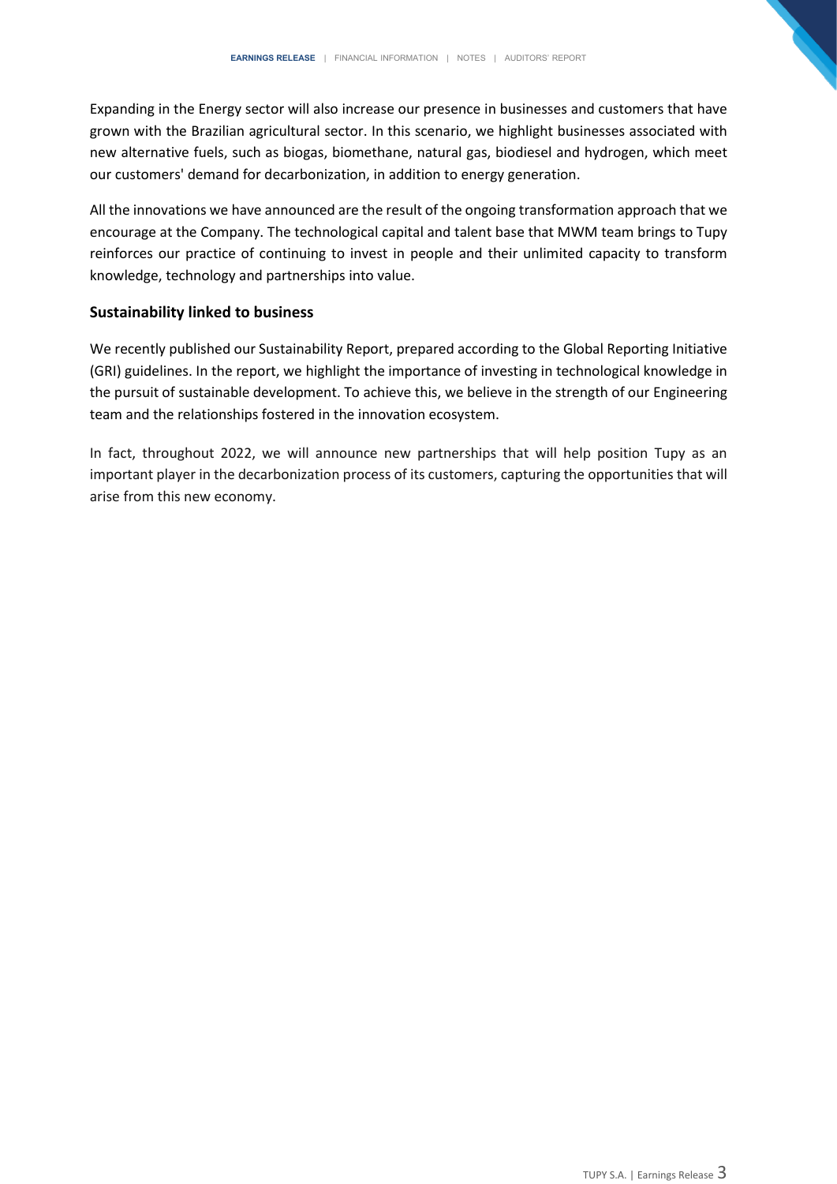Expanding in the Energy sector will also increase our presence in businesses and customers that have grown with the Brazilian agricultural sector. In this scenario, we highlight businesses associated with new alternative fuels, such as biogas, biomethane, natural gas, biodiesel and hydrogen, which meet our customers' demand for decarbonization, in addition to energy generation.

All the innovations we have announced are the result of the ongoing transformation approach that we encourage at the Company. The technological capital and talent base that MWM team brings to Tupy reinforces our practice of continuing to invest in people and their unlimited capacity to transform knowledge, technology and partnerships into value.

### Sustainability linked to business

We recently published our Sustainability Report, prepared according to the Global Reporting Initiative (GRI) guidelines. In the report, we highlight the importance of investing in technological knowledge in the pursuit of sustainable development. To achieve this, we believe in the strength of our Engineering team and the relationships fostered in the innovation ecosystem.

In fact, throughout 2022, we will announce new partnerships that will help position Tupy as an important player in the decarbonization process of its customers, capturing the opportunities that will arise from this new economy.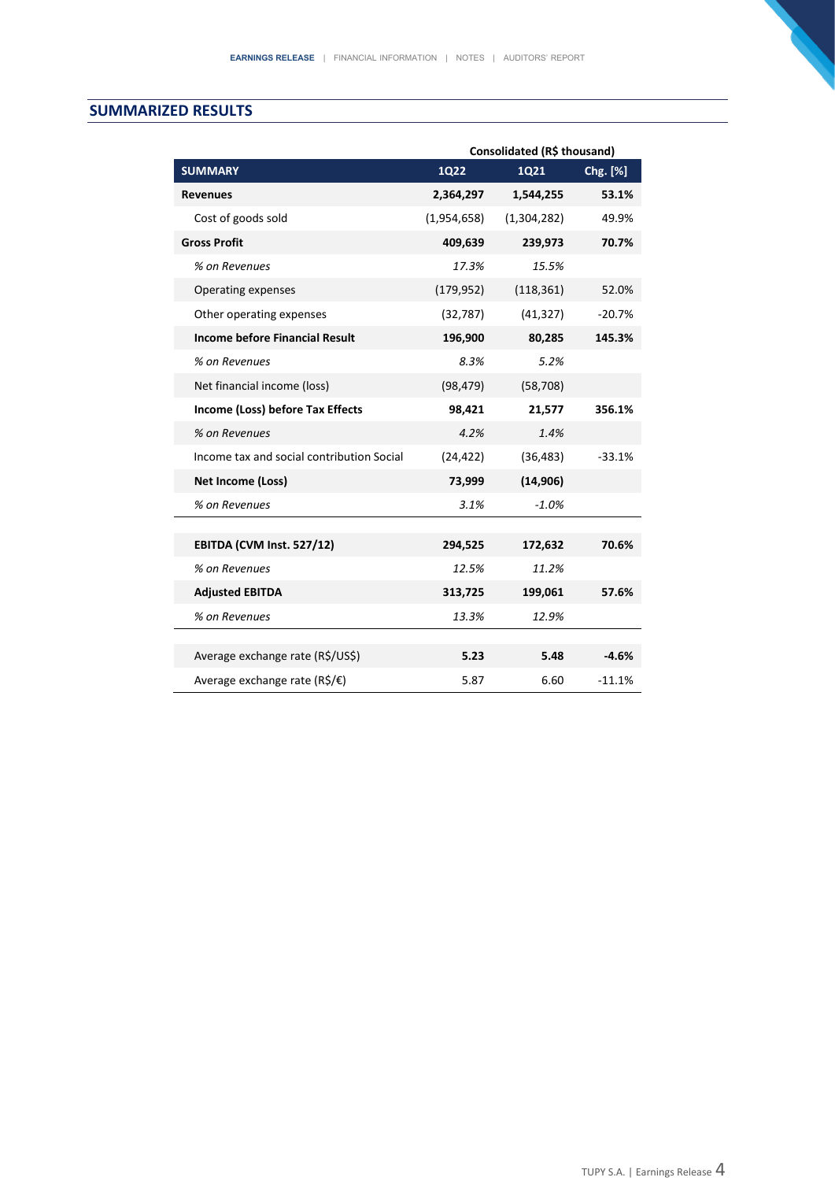## SUMMARIZED RESULTS

| | Consolidated (R$ thousand) | | |
|---|---|---|---|
| **SUMMARY** | **1Q22** | **1Q21** | **Chg. [%]** |
| **Revenues** | **2,364,297** | **1,544,255** | **53.1%** |
| Cost of goods sold | (1,954,658) | (1,304,282) | 49.9% |
| **Gross Profit** | **409,639** | **239,973** | **70.7%** |
| *% on Revenues* | *17.3%* | *15.5%* | |
| Operating expenses | (179,952) | (118,361) | 52.0% |
| Other operating expenses | (32,787) | (41,327) | -20.7% |
| **Income before Financial Result** | **196,900** | **80,285** | **145.3%** |
| *% on Revenues* | *8.3%* | *5.2%* | |
| Net financial income (loss) | (98,479) | (58,708) | |
| **Income (Loss) before Tax Effects** | **98,421** | **21,577** | **356.1%** |
| *% on Revenues* | *4.2%* | *1.4%* | |
| Income tax and social contribution Social | (24,422) | (36,483) | -33.1% |
| **Net Income (Loss)** | **73,999** | **(14,906)** | |
| *% on Revenues* | *3.1%* | *-1.0%* | |
| | | | |
| **EBITDA (CVM Inst. 527/12)** | **294,525** | **172,632** | **70.6%** |
| *% on Revenues* | *12.5%* | *11.2%* | |
| **Adjusted EBITDA** | **313,725** | **199,061** | **57.6%** |
| *% on Revenues* | *13.3%* | *12.9%* | |
| | | | |
| Average exchange rate (R$/US$) | **5.23** | **5.48** | **-4.6%** |
| Average exchange rate (R$/€) | 5.87 | 6.60 | -11.1% |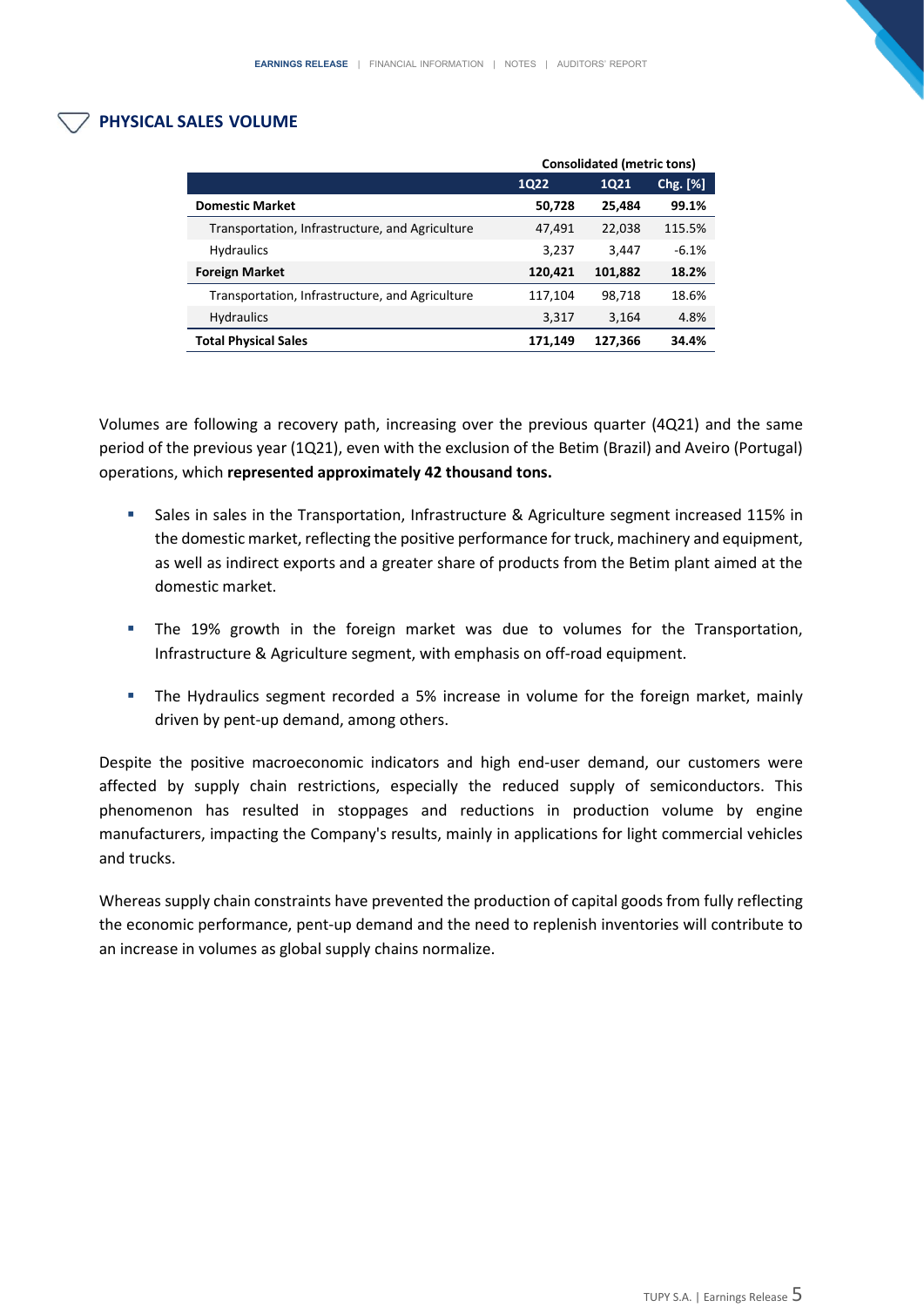## PHYSICAL SALES VOLUME

| | Consolidated (metric tons) | | |
|---|---|---|---|
| | 1Q22 | 1Q21 | Chg. [%] |
| **Domestic Market** | **50,728** | **25,484** | **99.1%** |
| Transportation, Infrastructure, and Agriculture | 47,491 | 22,038 | 115.5% |
| Hydraulics | 3,237 | 3,447 | -6.1% |
| **Foreign Market** | **120,421** | **101,882** | **18.2%** |
| Transportation, Infrastructure, and Agriculture | 117,104 | 98,718 | 18.6% |
| Hydraulics | 3,317 | 3,164 | 4.8% |
| **Total Physical Sales** | **171,149** | **127,366** | **34.4%** |

Volumes are following a recovery path, increasing over the previous quarter (4Q21) and the same period of the previous year (1Q21), even with the exclusion of the Betim (Brazil) and Aveiro (Portugal) operations, which **represented approximately 42 thousand tons.**

- Sales in sales in the Transportation, Infrastructure & Agriculture segment increased 115% in the domestic market, reflecting the positive performance for truck, machinery and equipment, as well as indirect exports and a greater share of products from the Betim plant aimed at the domestic market.
- The 19% growth in the foreign market was due to volumes for the Transportation, Infrastructure & Agriculture segment, with emphasis on off-road equipment.
- The Hydraulics segment recorded a 5% increase in volume for the foreign market, mainly driven by pent-up demand, among others.

Despite the positive macroeconomic indicators and high end-user demand, our customers were affected by supply chain restrictions, especially the reduced supply of semiconductors. This phenomenon has resulted in stoppages and reductions in production volume by engine manufacturers, impacting the Company's results, mainly in applications for light commercial vehicles and trucks.

Whereas supply chain constraints have prevented the production of capital goods from fully reflecting the economic performance, pent-up demand and the need to replenish inventories will contribute to an increase in volumes as global supply chains normalize.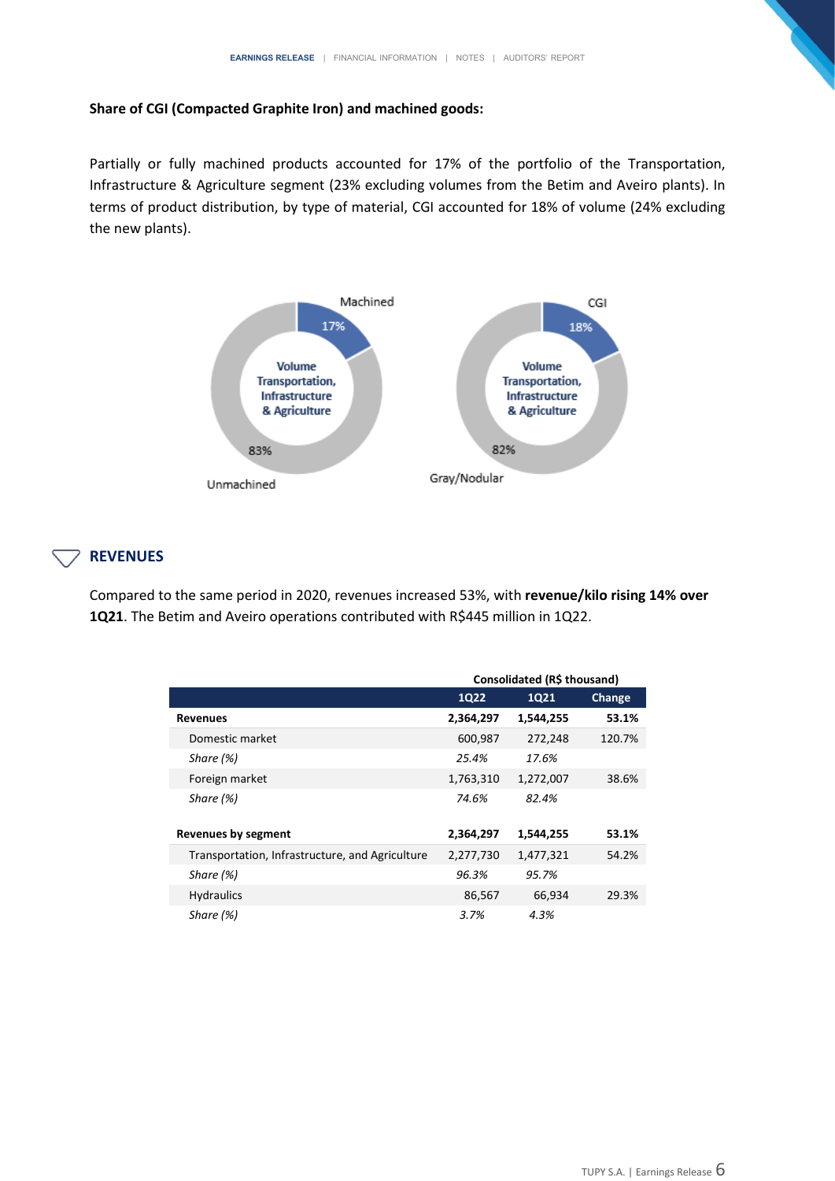**Share of CGI (Compacted Graphite Iron) and machined goods:**

Partially or fully machined products accounted for 17% of the portfolio of the Transportation, Infrastructure & Agriculture segment (23% excluding volumes from the Betim and Aveiro plants). In terms of product distribution, by type of material, CGI accounted for 18% of volume (24% excluding the new plants).

Machined 17% | Unmachined 83% — Volume Transportation, Infrastructure & Agriculture

CGI 18% | Gray/Nodular 82% — Volume Transportation, Infrastructure & Agriculture

## REVENUES

Compared to the same period in 2020, revenues increased 53%, with **revenue/kilo rising 14% over 1Q21**. The Betim and Aveiro operations contributed with R$445 million in 1Q22.

| | Consolidated (R$ thousand) | | |
|---|---|---|---|
| | 1Q22 | 1Q21 | Change |
| **Revenues** | **2,364,297** | **1,544,255** | **53.1%** |
| Domestic market | 600,987 | 272,248 | 120.7% |
| *Share (%)* | *25.4%* | *17.6%* | |
| Foreign market | 1,763,310 | 1,272,007 | 38.6% |
| *Share (%)* | *74.6%* | *82.4%* | |
| | | | |
| **Revenues by segment** | **2,364,297** | **1,544,255** | **53.1%** |
| Transportation, Infrastructure, and Agriculture | 2,277,730 | 1,477,321 | 54.2% |
| *Share (%)* | *96.3%* | *95.7%* | |
| Hydraulics | 86,567 | 66,934 | 29.3% |
| *Share (%)* | *3.7%* | *4.3%* | |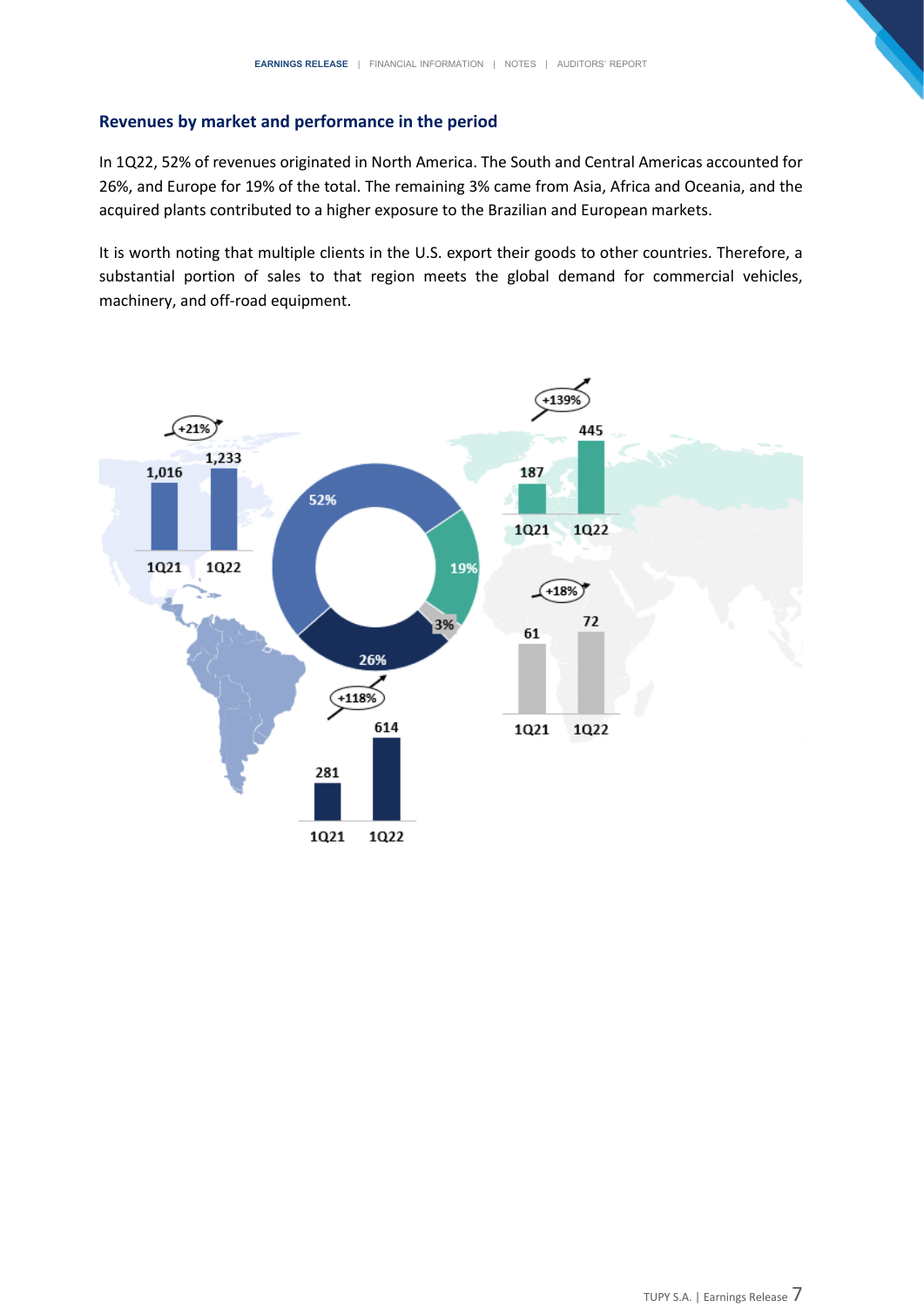## Revenues by market and performance in the period

In 1Q22, 52% of revenues originated in North America. The South and Central Americas accounted for 26%, and Europe for 19% of the total. The remaining 3% came from Asia, Africa and Oceania, and the acquired plants contributed to a higher exposure to the Brazilian and European markets.

It is worth noting that multiple clients in the U.S. export their goods to other countries. Therefore, a substantial portion of sales to that region meets the global demand for commercial vehicles, machinery, and off-road equipment.

| Region | 1Q21 | 1Q22 | Change | Share 1Q22 |
|---|---|---|---|---|
| North America | 1,016 | 1,233 | +21% | 52% |
| South and Central Americas | 281 | 614 | +118% | 26% |
| Europe | 187 | 445 | +139% | 19% |
| Asia, Africa and Oceania | 61 | 72 | +18% | 3% |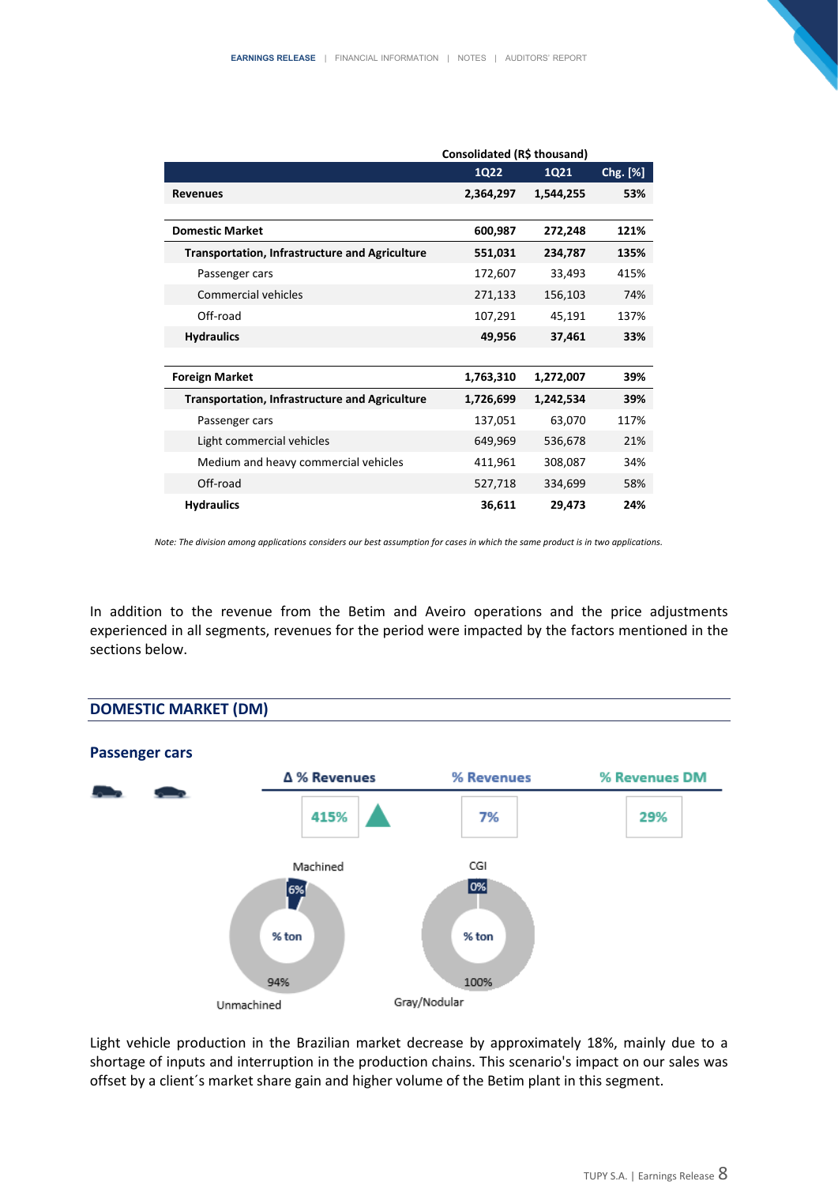| | Consolidated (R$ thousand) | | |
|---|---|---|---|
| | 1Q22 | 1Q21 | Chg. [%] |
| **Revenues** | **2,364,297** | **1,544,255** | **53%** |
| | | | |
| **Domestic Market** | **600,987** | **272,248** | **121%** |
| **Transportation, Infrastructure and Agriculture** | **551,031** | **234,787** | **135%** |
| Passenger cars | 172,607 | 33,493 | 415% |
| Commercial vehicles | 271,133 | 156,103 | 74% |
| Off-road | 107,291 | 45,191 | 137% |
| **Hydraulics** | **49,956** | **37,461** | **33%** |
| | | | |
| **Foreign Market** | **1,763,310** | **1,272,007** | **39%** |
| **Transportation, Infrastructure and Agriculture** | **1,726,699** | **1,242,534** | **39%** |
| Passenger cars | 137,051 | 63,070 | 117% |
| Light commercial vehicles | 649,969 | 536,678 | 21% |
| Medium and heavy commercial vehicles | 411,961 | 308,087 | 34% |
| Off-road | 527,718 | 334,699 | 58% |
| **Hydraulics** | **36,611** | **29,473** | **24%** |

*Note: The division among applications considers our best assumption for cases in which the same product is in two applications.*

In addition to the revenue from the Betim and Aveiro operations and the price adjustments experienced in all segments, revenues for the period were impacted by the factors mentioned in the sections below.

## DOMESTIC MARKET (DM)

### Passenger cars

| Δ % Revenues | % Revenues | % Revenues DM |
|---|---|---|
| 415% ▲ | 7% | 29% |

% ton: Machined 6% / Unmachined 94%

% ton: CGI 0% / Gray/Nodular 100%

Light vehicle production in the Brazilian market decrease by approximately 18%, mainly due to a shortage of inputs and interruption in the production chains. This scenario's impact on our sales was offset by a client´s market share gain and higher volume of the Betim plant in this segment.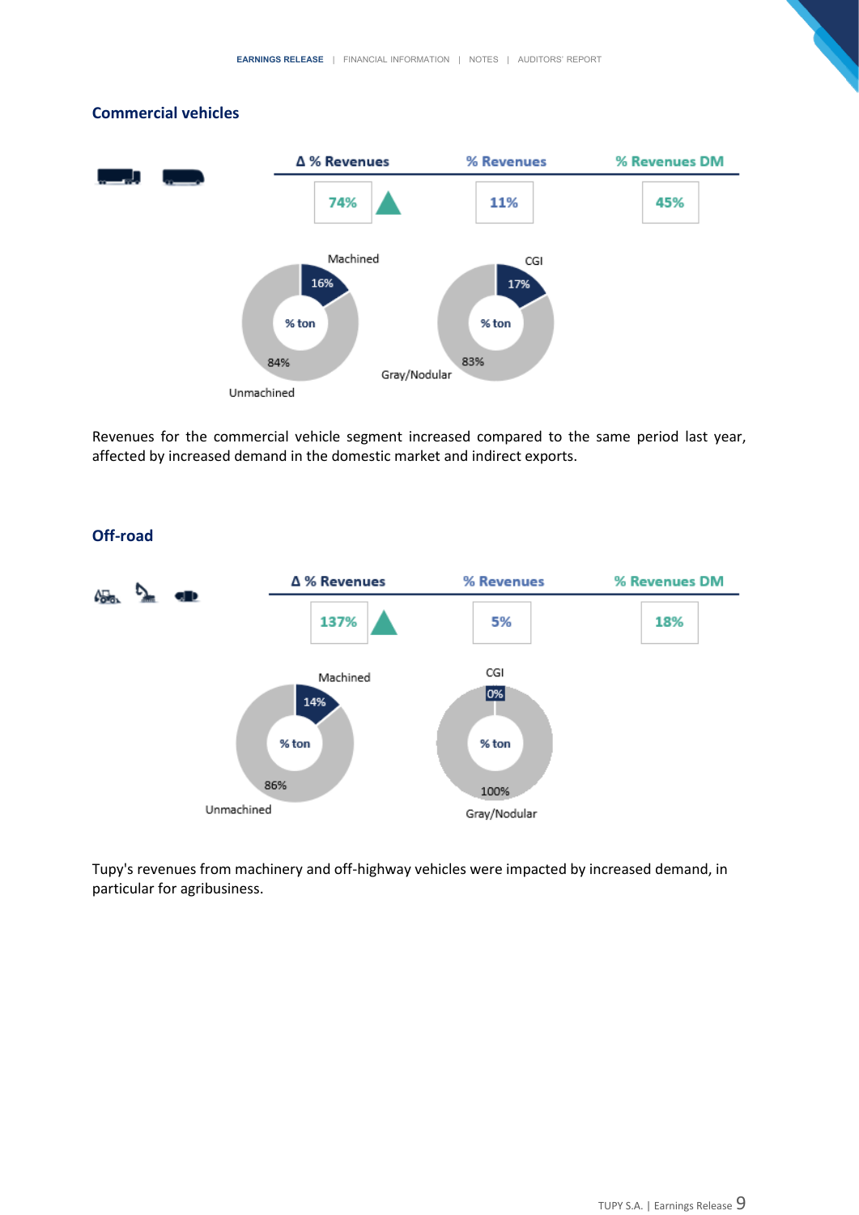## Commercial vehicles

| Δ % Revenues | % Revenues | % Revenues DM |
|---|---|---|
| 74% ▲ | 11% | 45% |

Machined 16% / Unmachined 84% (% ton)

CGI 17% / Gray/Nodular 83% (% ton)

Revenues for the commercial vehicle segment increased compared to the same period last year, affected by increased demand in the domestic market and indirect exports.

## Off-road

| Δ % Revenues | % Revenues | % Revenues DM |
|---|---|---|
| 137% ▲ | 5% | 18% |

Machined 14% / Unmachined 86% (% ton)

CGI 0% / Gray/Nodular 100% (% ton)

Tupy's revenues from machinery and off-highway vehicles were impacted by increased demand, in particular for agribusiness.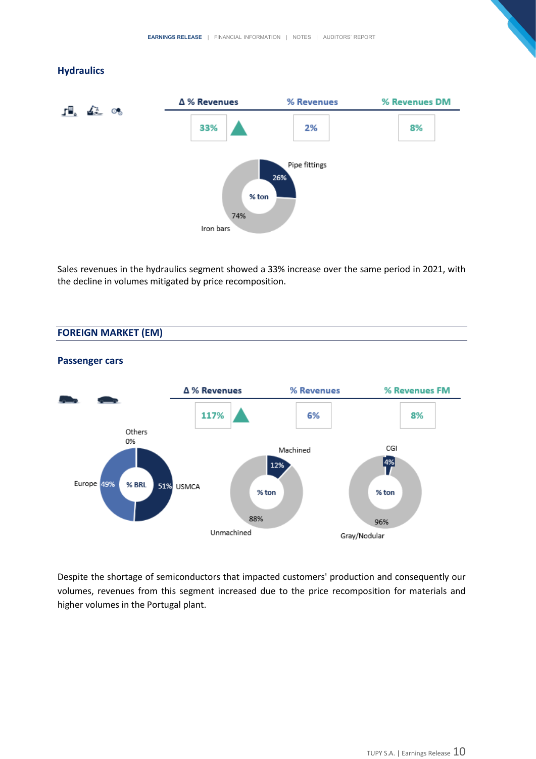## Hydraulics

| Δ % Revenues | % Revenues | % Revenues DM |
|---|---|---|
| 33% ▲ | 2% | 8% |

% ton: Pipe fittings 26%; Iron bars 74%

Sales revenues in the hydraulics segment showed a 33% increase over the same period in 2021, with the decline in volumes mitigated by price recomposition.

## FOREIGN MARKET (EM)

### Passenger cars

| Δ % Revenues | % Revenues | % Revenues FM |
|---|---|---|
| 117% ▲ | 6% | 8% |

% BRL: Others 0%; Europe 49%; USMCA 51%

% ton: Machined 12%; Unmachined 88%

% ton: CGI 4%; Gray/Nodular 96%

Despite the shortage of semiconductors that impacted customers' production and consequently our volumes, revenues from this segment increased due to the price recomposition for materials and higher volumes in the Portugal plant.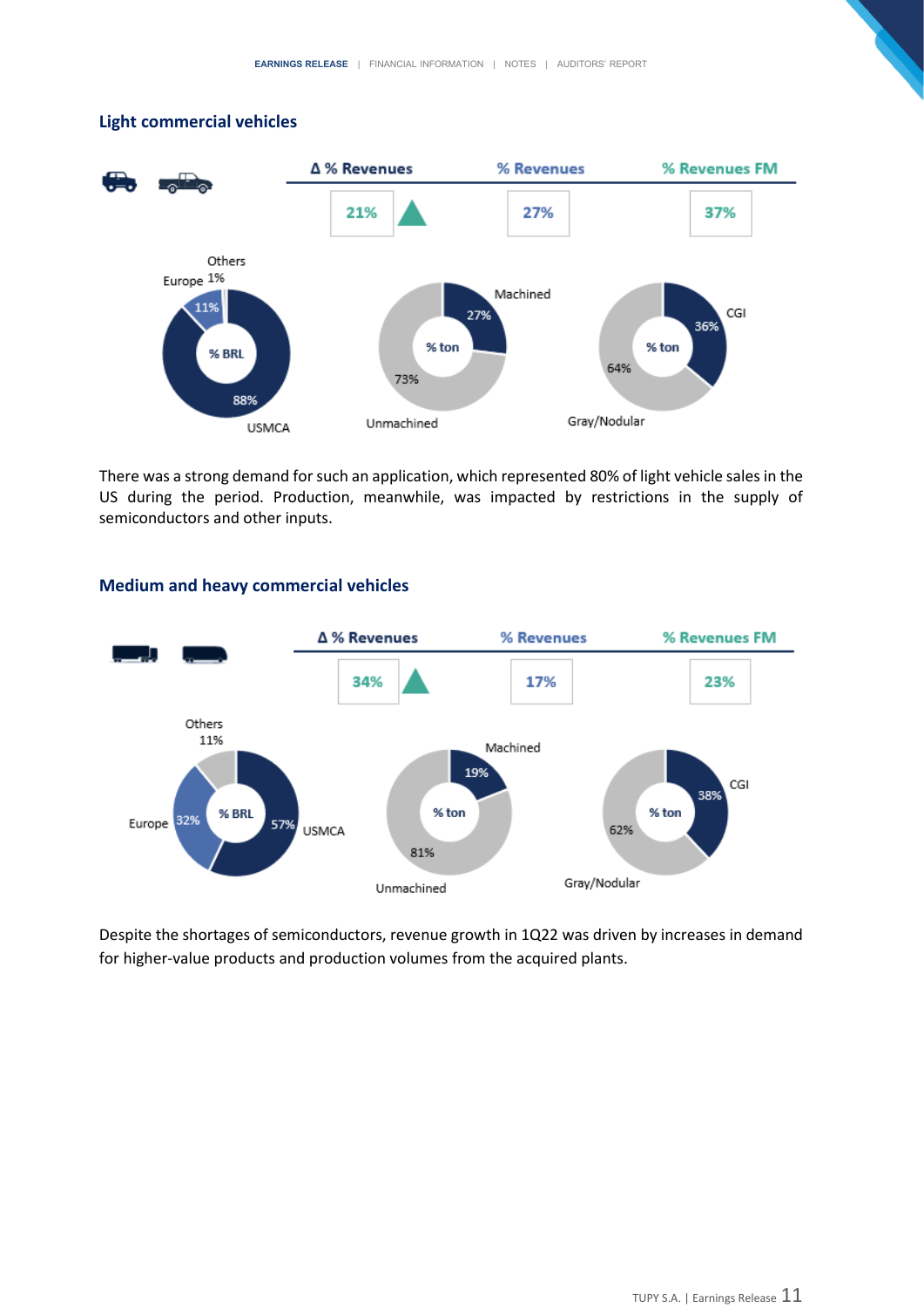## Light commercial vehicles

| Δ % Revenues | % Revenues | % Revenues FM |
|---|---|---|
| 21% ▲ | 27% | 37% |

% BRL: USMCA 88%, Europe 11%, Others 1%

% ton: Machined 27%, Unmachined 73%

% ton: CGI 36%, Gray/Nodular 64%

There was a strong demand for such an application, which represented 80% of light vehicle sales in the US during the period. Production, meanwhile, was impacted by restrictions in the supply of semiconductors and other inputs.

## Medium and heavy commercial vehicles

| Δ % Revenues | % Revenues | % Revenues FM |
|---|---|---|
| 34% ▲ | 17% | 23% |

% BRL: USMCA 57%, Europe 32%, Others 11%

% ton: Machined 19%, Unmachined 81%

% ton: CGI 38%, Gray/Nodular 62%

Despite the shortages of semiconductors, revenue growth in 1Q22 was driven by increases in demand for higher-value products and production volumes from the acquired plants.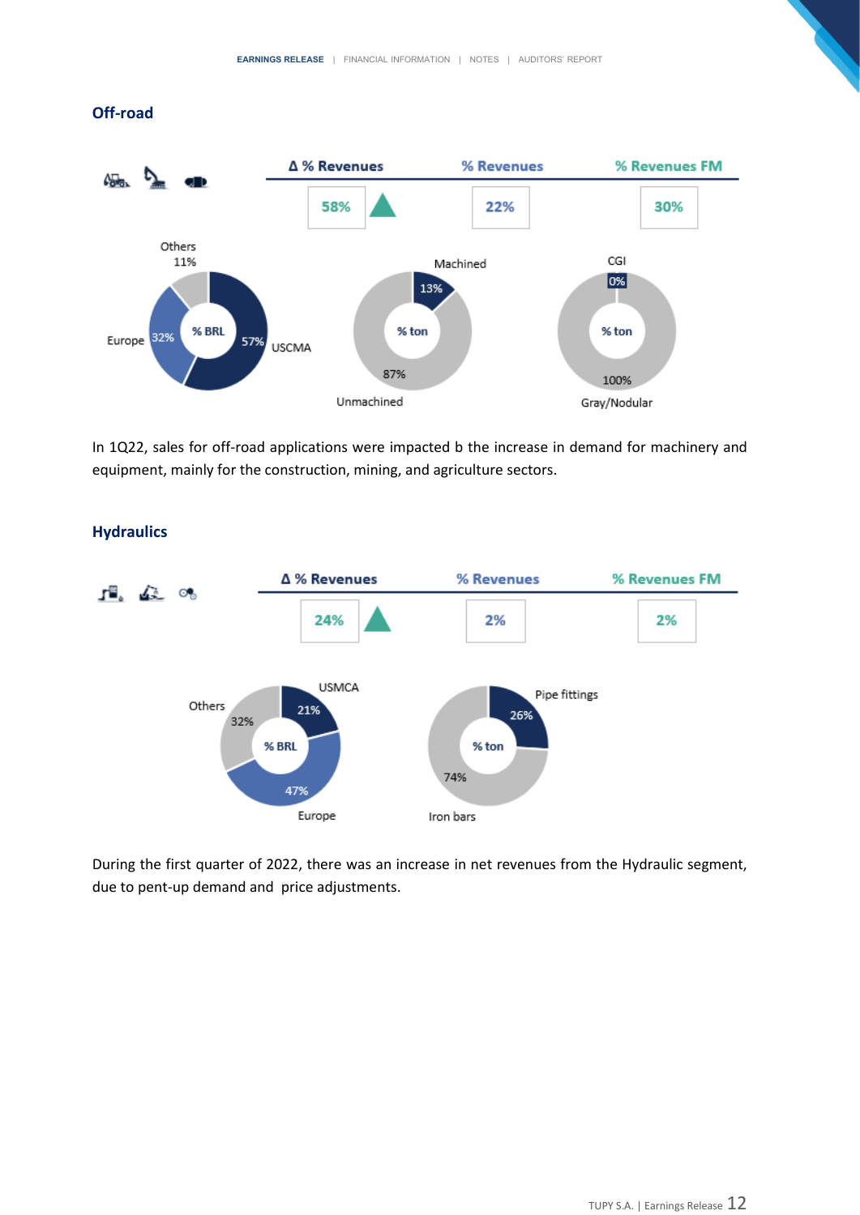## Off-road

| Δ % Revenues | % Revenues | % Revenues FM |
|---|---|---|
| 58% ▲ | 22% | 30% |

% BRL: USCMA 57%, Europe 32%, Others 11%

% ton: Machined 13%, Unmachined 87%

% ton: CGI 0%, Gray/Nodular 100%

In 1Q22, sales for off-road applications were impacted b the increase in demand for machinery and equipment, mainly for the construction, mining, and agriculture sectors.

## Hydraulics

| Δ % Revenues | % Revenues | % Revenues FM |
|---|---|---|
| 24% ▲ | 2% | 2% |

% BRL: USMCA 21%, Europe 47%, Others 32%

% ton: Pipe fittings 26%, Iron bars 74%

During the first quarter of 2022, there was an increase in net revenues from the Hydraulic segment, due to pent-up demand and  price adjustments.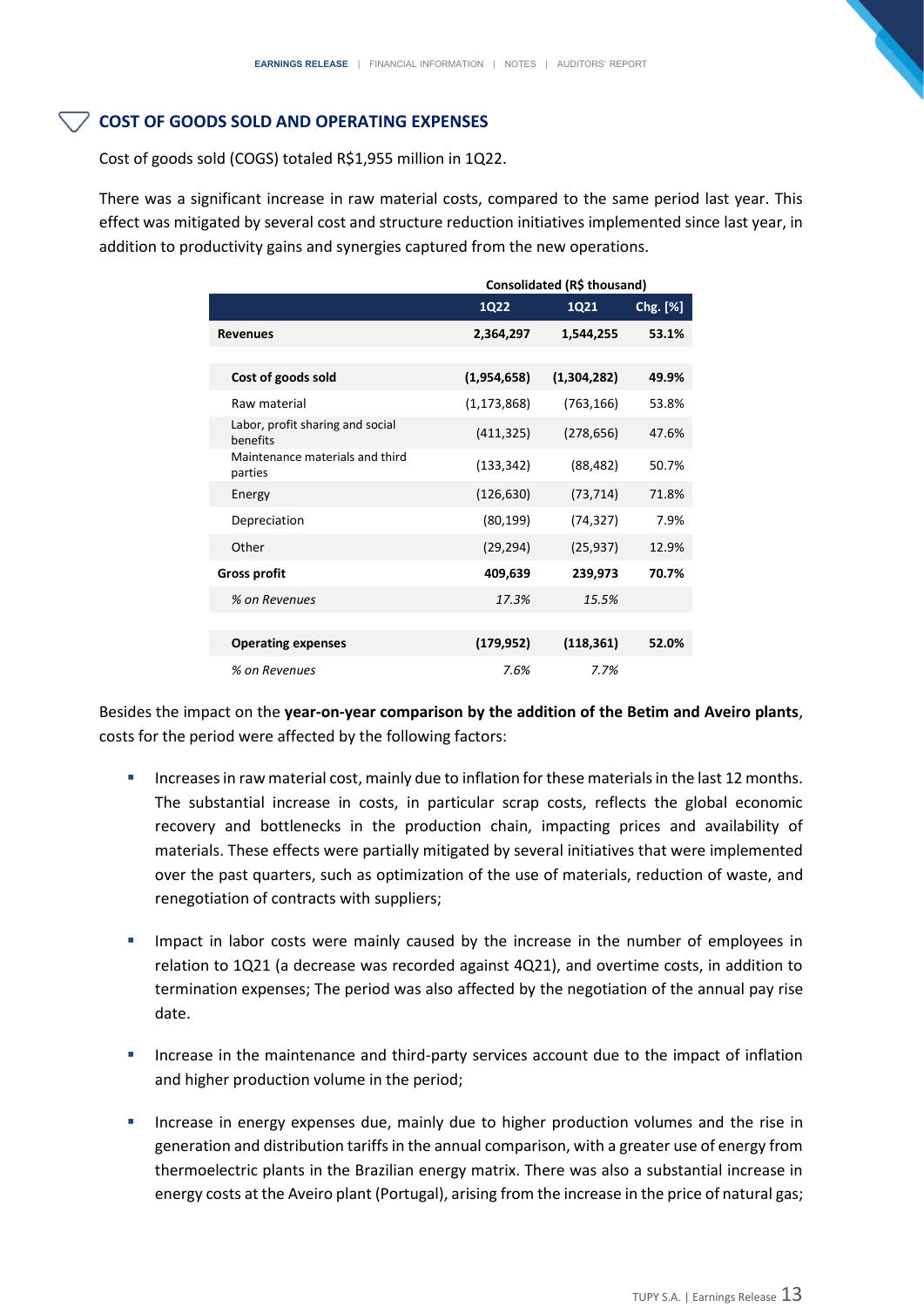## COST OF GOODS SOLD AND OPERATING EXPENSES

Cost of goods sold (COGS) totaled R$1,955 million in 1Q22.

There was a significant increase in raw material costs, compared to the same period last year. This effect was mitigated by several cost and structure reduction initiatives implemented since last year, in addition to productivity gains and synergies captured from the new operations.

| | Consolidated (R$ thousand) | | |
|---|---|---|---|
| | **1Q22** | **1Q21** | **Chg. [%]** |
| **Revenues** | **2,364,297** | **1,544,255** | **53.1%** |
| | | | |
| **Cost of goods sold** | **(1,954,658)** | **(1,304,282)** | **49.9%** |
| Raw material | (1,173,868) | (763,166) | 53.8% |
| Labor, profit sharing and social benefits | (411,325) | (278,656) | 47.6% |
| Maintenance materials and third parties | (133,342) | (88,482) | 50.7% |
| Energy | (126,630) | (73,714) | 71.8% |
| Depreciation | (80,199) | (74,327) | 7.9% |
| Other | (29,294) | (25,937) | 12.9% |
| **Gross profit** | **409,639** | **239,973** | **70.7%** |
| *% on Revenues* | *17.3%* | *15.5%* | |
| | | | |
| **Operating expenses** | **(179,952)** | **(118,361)** | **52.0%** |
| *% on Revenues* | *7.6%* | *7.7%* | |

Besides the impact on the **year-on-year comparison by the addition of the Betim and Aveiro plants**, costs for the period were affected by the following factors:

- Increases in raw material cost, mainly due to inflation for these materials in the last 12 months. The substantial increase in costs, in particular scrap costs, reflects the global economic recovery and bottlenecks in the production chain, impacting prices and availability of materials. These effects were partially mitigated by several initiatives that were implemented over the past quarters, such as optimization of the use of materials, reduction of waste, and renegotiation of contracts with suppliers;

- Impact in labor costs were mainly caused by the increase in the number of employees in relation to 1Q21 (a decrease was recorded against 4Q21), and overtime costs, in addition to termination expenses; The period was also affected by the negotiation of the annual pay rise date.

- Increase in the maintenance and third-party services account due to the impact of inflation and higher production volume in the period;

- Increase in energy expenses due, mainly due to higher production volumes and the rise in generation and distribution tariffs in the annual comparison, with a greater use of energy from thermoelectric plants in the Brazilian energy matrix. There was also a substantial increase in energy costs at the Aveiro plant (Portugal), arising from the increase in the price of natural gas;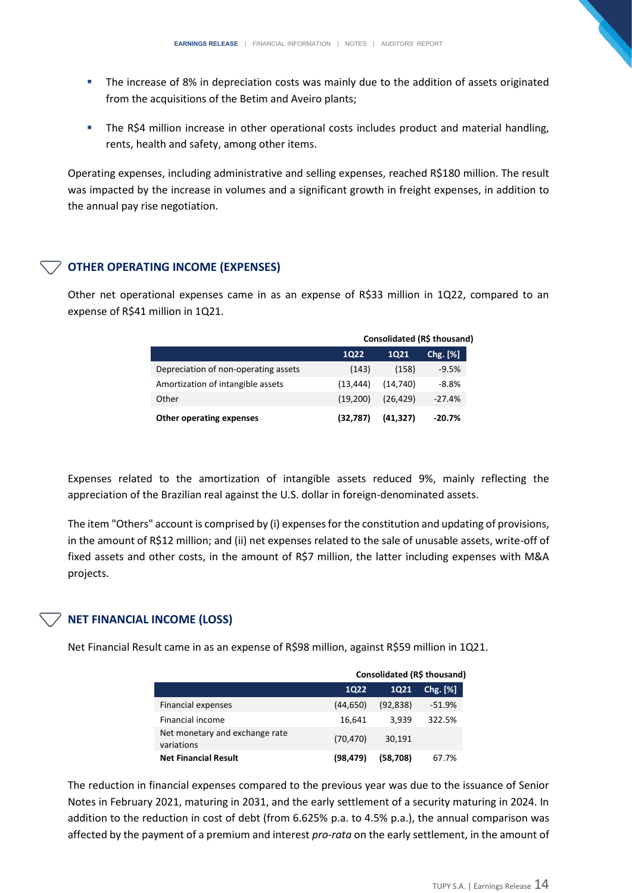- The increase of 8% in depreciation costs was mainly due to the addition of assets originated from the acquisitions of the Betim and Aveiro plants;
- The R$4 million increase in other operational costs includes product and material handling, rents, health and safety, among other items.

Operating expenses, including administrative and selling expenses, reached R$180 million. The result was impacted by the increase in volumes and a significant growth in freight expenses, in addition to the annual pay rise negotiation.

## OTHER OPERATING INCOME (EXPENSES)

Other net operational expenses came in as an expense of R$33 million in 1Q22, compared to an expense of R$41 million in 1Q21.

| | Consolidated (R$ thousand) | | |
|---|---|---|---|
| | **1Q22** | **1Q21** | **Chg. [%]** |
| Depreciation of non-operating assets | (143) | (158) | -9.5% |
| Amortization of intangible assets | (13,444) | (14,740) | -8.8% |
| Other | (19,200) | (26,429) | -27.4% |
| **Other operating expenses** | **(32,787)** | **(41,327)** | **-20.7%** |

Expenses related to the amortization of intangible assets reduced 9%, mainly reflecting the appreciation of the Brazilian real against the U.S. dollar in foreign-denominated assets.

The item "Others" account is comprised by (i) expenses for the constitution and updating of provisions, in the amount of R$12 million; and (ii) net expenses related to the sale of unusable assets, write-off of fixed assets and other costs, in the amount of R$7 million, the latter including expenses with M&A projects.

## NET FINANCIAL INCOME (LOSS)

Net Financial Result came in as an expense of R$98 million, against R$59 million in 1Q21.

| | Consolidated (R$ thousand) | | |
|---|---|---|---|
| | **1Q22** | **1Q21** | **Chg. [%]** |
| Financial expenses | (44,650) | (92,838) | -51.9% |
| Financial income | 16,641 | 3,939 | 322.5% |
| Net monetary and exchange rate variations | (70,470) | 30,191 | |
| **Net Financial Result** | **(98,479)** | **(58,708)** | 67.7% |

The reduction in financial expenses compared to the previous year was due to the issuance of Senior Notes in February 2021, maturing in 2031, and the early settlement of a security maturing in 2024. In addition to the reduction in cost of debt (from 6.625% p.a. to 4.5% p.a.), the annual comparison was affected by the payment of a premium and interest *pro-rata* on the early settlement, in the amount of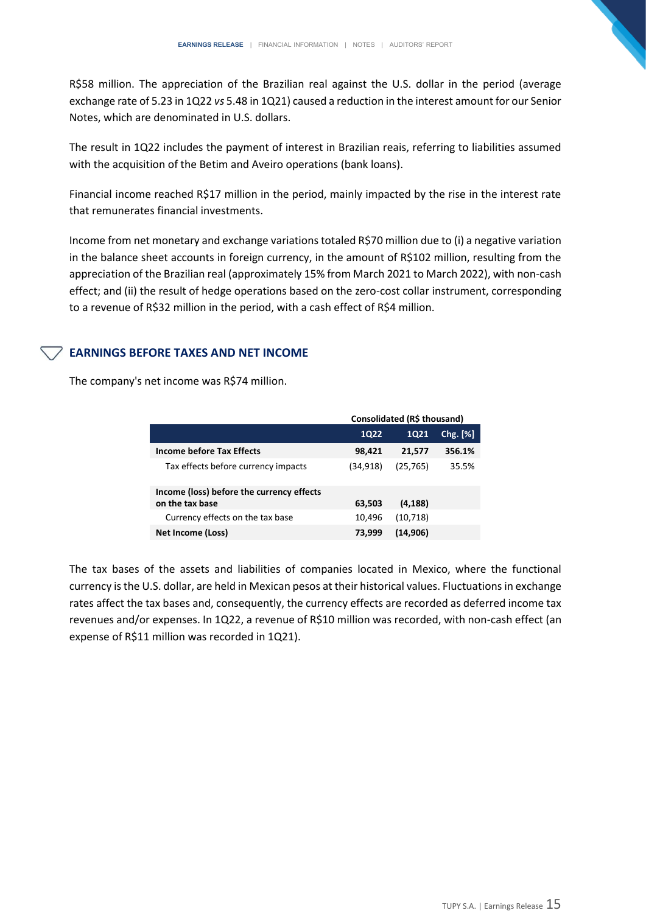R$58 million. The appreciation of the Brazilian real against the U.S. dollar in the period (average exchange rate of 5.23 in 1Q22 *vs* 5.48 in 1Q21) caused a reduction in the interest amount for our Senior Notes, which are denominated in U.S. dollars.

The result in 1Q22 includes the payment of interest in Brazilian reais, referring to liabilities assumed with the acquisition of the Betim and Aveiro operations (bank loans).

Financial income reached R$17 million in the period, mainly impacted by the rise in the interest rate that remunerates financial investments.

Income from net monetary and exchange variations totaled R$70 million due to (i) a negative variation in the balance sheet accounts in foreign currency, in the amount of R$102 million, resulting from the appreciation of the Brazilian real (approximately 15% from March 2021 to March 2022), with non-cash effect; and (ii) the result of hedge operations based on the zero-cost collar instrument, corresponding to a revenue of R$32 million in the period, with a cash effect of R$4 million.

## EARNINGS BEFORE TAXES AND NET INCOME

The company's net income was R$74 million.

| | Consolidated (R$ thousand) | | |
|---|---|---|---|
| | **1Q22** | **1Q21** | **Chg. [%]** |
| **Income before Tax Effects** | **98,421** | **21,577** | **356.1%** |
| Tax effects before currency impacts | (34,918) | (25,765) | 35.5% |
| **Income (loss) before the currency effects on the tax base** | **63,503** | **(4,188)** | |
| Currency effects on the tax base | 10,496 | (10,718) | |
| **Net Income (Loss)** | **73,999** | **(14,906)** | |

The tax bases of the assets and liabilities of companies located in Mexico, where the functional currency is the U.S. dollar, are held in Mexican pesos at their historical values. Fluctuations in exchange rates affect the tax bases and, consequently, the currency effects are recorded as deferred income tax revenues and/or expenses. In 1Q22, a revenue of R$10 million was recorded, with non-cash effect (an expense of R$11 million was recorded in 1Q21).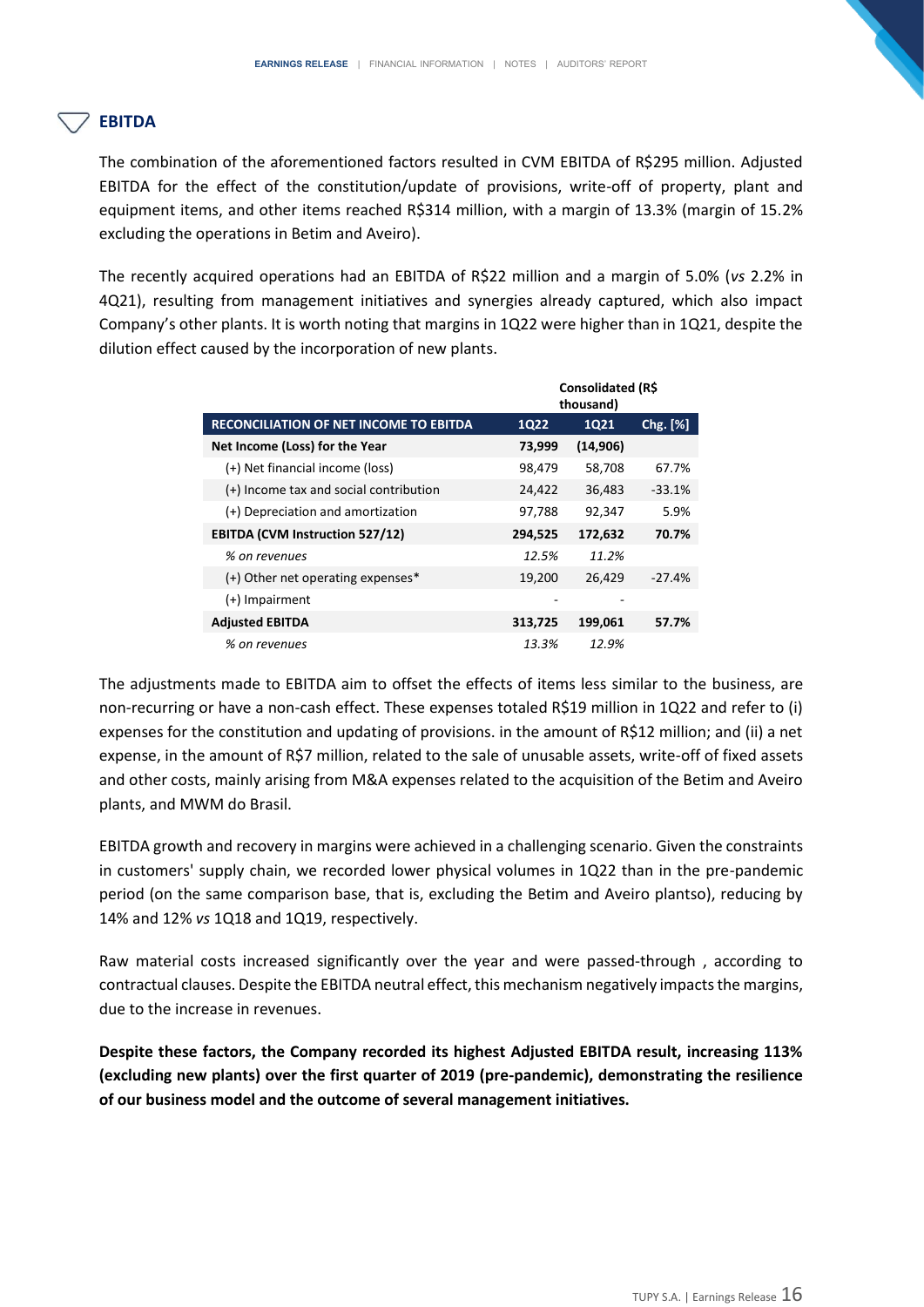## EBITDA

The combination of the aforementioned factors resulted in CVM EBITDA of R$295 million. Adjusted EBITDA for the effect of the constitution/update of provisions, write-off of property, plant and equipment items, and other items reached R$314 million, with a margin of 13.3% (margin of 15.2% excluding the operations in Betim and Aveiro).

The recently acquired operations had an EBITDA of R$22 million and a margin of 5.0% (*vs* 2.2% in 4Q21), resulting from management initiatives and synergies already captured, which also impact Company's other plants. It is worth noting that margins in 1Q22 were higher than in 1Q21, despite the dilution effect caused by the incorporation of new plants.

| | Consolidated (R$ thousand) | | |
|---|---|---|---|
| **RECONCILIATION OF NET INCOME TO EBITDA** | **1Q22** | **1Q21** | **Chg. [%]** |
| **Net Income (Loss) for the Year** | **73,999** | **(14,906)** | |
| (+) Net financial income (loss) | 98,479 | 58,708 | 67.7% |
| (+) Income tax and social contribution | 24,422 | 36,483 | -33.1% |
| (+) Depreciation and amortization | 97,788 | 92,347 | 5.9% |
| **EBITDA (CVM Instruction 527/12)** | **294,525** | **172,632** | **70.7%** |
| *% on revenues* | *12.5%* | *11.2%* | |
| (+) Other net operating expenses* | 19,200 | 26,429 | -27.4% |
| (+) Impairment | - | - | |
| **Adjusted EBITDA** | **313,725** | **199,061** | **57.7%** |
| *% on revenues* | *13.3%* | *12.9%* | |

The adjustments made to EBITDA aim to offset the effects of items less similar to the business, are non-recurring or have a non-cash effect. These expenses totaled R$19 million in 1Q22 and refer to (i) expenses for the constitution and updating of provisions. in the amount of R$12 million; and (ii) a net expense, in the amount of R$7 million, related to the sale of unusable assets, write-off of fixed assets and other costs, mainly arising from M&A expenses related to the acquisition of the Betim and Aveiro plants, and MWM do Brasil.

EBITDA growth and recovery in margins were achieved in a challenging scenario. Given the constraints in customers' supply chain, we recorded lower physical volumes in 1Q22 than in the pre-pandemic period (on the same comparison base, that is, excluding the Betim and Aveiro plantso), reducing by 14% and 12% *vs* 1Q18 and 1Q19, respectively.

Raw material costs increased significantly over the year and were passed-through , according to contractual clauses. Despite the EBITDA neutral effect, this mechanism negatively impacts the margins, due to the increase in revenues.

**Despite these factors, the Company recorded its highest Adjusted EBITDA result, increasing 113% (excluding new plants) over the first quarter of 2019 (pre-pandemic), demonstrating the resilience of our business model and the outcome of several management initiatives.**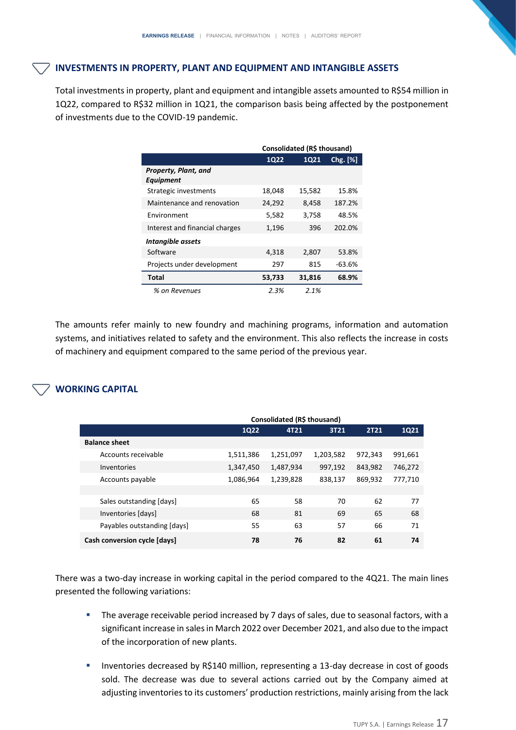## INVESTMENTS IN PROPERTY, PLANT AND EQUIPMENT AND INTANGIBLE ASSETS

Total investments in property, plant and equipment and intangible assets amounted to R$54 million in 1Q22, compared to R$32 million in 1Q21, the comparison basis being affected by the postponement of investments due to the COVID-19 pandemic.

| | Consolidated (R$ thousand) | | |
|---|---|---|---|
| | **1Q22** | **1Q21** | **Chg. [%]** |
| ***Property, Plant, and Equipment*** | | | |
| Strategic investments | 18,048 | 15,582 | 15.8% |
| Maintenance and renovation | 24,292 | 8,458 | 187.2% |
| Environment | 5,582 | 3,758 | 48.5% |
| Interest and financial charges | 1,196 | 396 | 202.0% |
| ***Intangible assets*** | | | |
| Software | 4,318 | 2,807 | 53.8% |
| Projects under development | 297 | 815 | -63.6% |
| **Total** | **53,733** | **31,816** | **68.9%** |
| *% on Revenues* | *2.3%* | *2.1%* | |

The amounts refer mainly to new foundry and machining programs, information and automation systems, and initiatives related to safety and the environment. This also reflects the increase in costs of machinery and equipment compared to the same period of the previous year.

## WORKING CAPITAL

| | Consolidated (R$ thousand) | | | | |
|---|---|---|---|---|---|
| | **1Q22** | **4T21** | **3T21** | **2T21** | **1Q21** |
| **Balance sheet** | | | | | |
| Accounts receivable | 1,511,386 | 1,251,097 | 1,203,582 | 972,343 | 991,661 |
| Inventories | 1,347,450 | 1,487,934 | 997,192 | 843,982 | 746,272 |
| Accounts payable | 1,086,964 | 1,239,828 | 838,137 | 869,932 | 777,710 |
| | | | | | |
| Sales outstanding [days] | 65 | 58 | 70 | 62 | 77 |
| Inventories [days] | 68 | 81 | 69 | 65 | 68 |
| Payables outstanding [days] | 55 | 63 | 57 | 66 | 71 |
| **Cash conversion cycle [days]** | **78** | **76** | **82** | **61** | **74** |

There was a two-day increase in working capital in the period compared to the 4Q21. The main lines presented the following variations:

- The average receivable period increased by 7 days of sales, due to seasonal factors, with a significant increase in sales in March 2022 over December 2021, and also due to the impact of the incorporation of new plants.
- Inventories decreased by R$140 million, representing a 13-day decrease in cost of goods sold. The decrease was due to several actions carried out by the Company aimed at adjusting inventories to its customers' production restrictions, mainly arising from the lack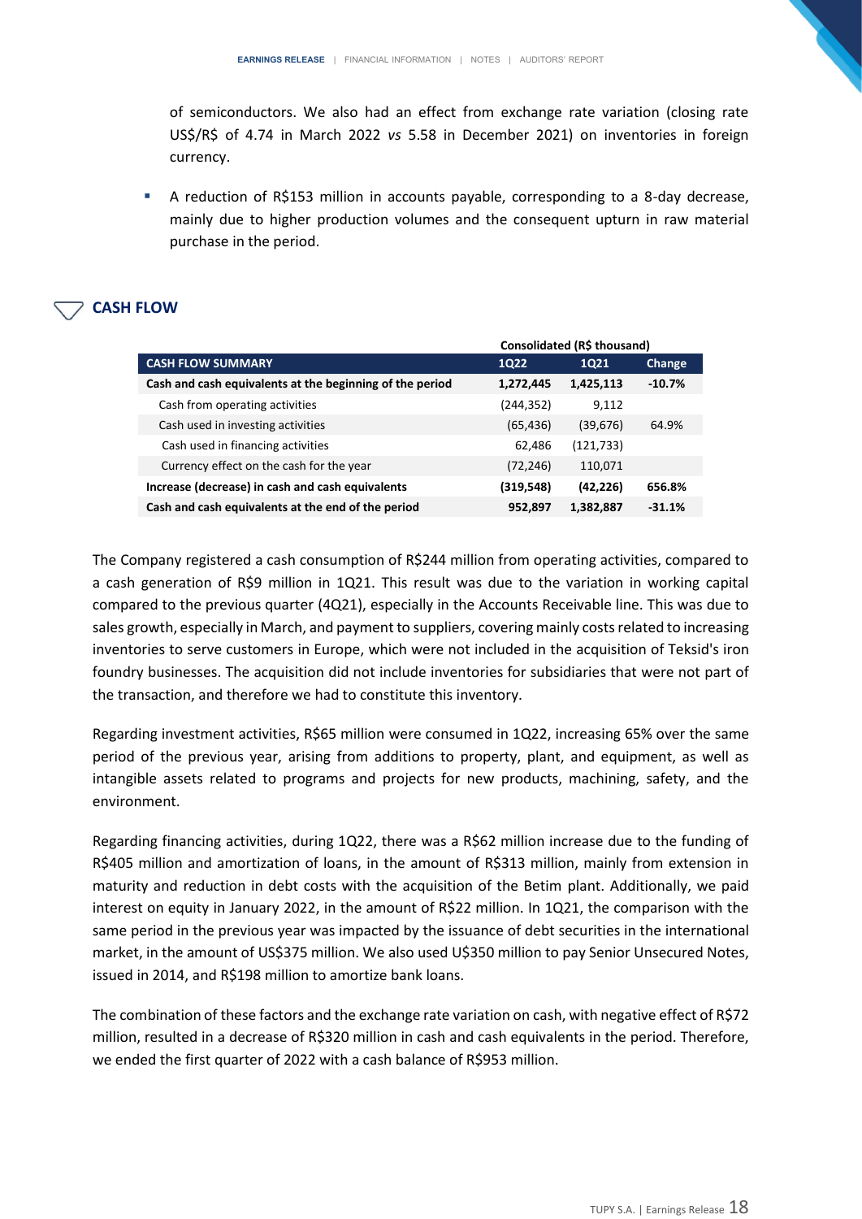of semiconductors. We also had an effect from exchange rate variation (closing rate US$/R$ of 4.74 in March 2022 *vs* 5.58 in December 2021) on inventories in foreign currency.

- A reduction of R$153 million in accounts payable, corresponding to a 8-day decrease, mainly due to higher production volumes and the consequent upturn in raw material purchase in the period.

## CASH FLOW

| | Consolidated (R$ thousand) | | |
|---|---|---|---|
| **CASH FLOW SUMMARY** | **1Q22** | **1Q21** | **Change** |
| **Cash and cash equivalents at the beginning of the period** | **1,272,445** | **1,425,113** | **-10.7%** |
| Cash from operating activities | (244,352) | 9,112 | |
| Cash used in investing activities | (65,436) | (39,676) | 64.9% |
| Cash used in financing activities | 62,486 | (121,733) | |
| Currency effect on the cash for the year | (72,246) | 110,071 | |
| **Increase (decrease) in cash and cash equivalents** | **(319,548)** | **(42,226)** | **656.8%** |
| **Cash and cash equivalents at the end of the period** | **952,897** | **1,382,887** | **-31.1%** |

The Company registered a cash consumption of R$244 million from operating activities, compared to a cash generation of R$9 million in 1Q21. This result was due to the variation in working capital compared to the previous quarter (4Q21), especially in the Accounts Receivable line. This was due to sales growth, especially in March, and payment to suppliers, covering mainly costs related to increasing inventories to serve customers in Europe, which were not included in the acquisition of Teksid's iron foundry businesses. The acquisition did not include inventories for subsidiaries that were not part of the transaction, and therefore we had to constitute this inventory.

Regarding investment activities, R$65 million were consumed in 1Q22, increasing 65% over the same period of the previous year, arising from additions to property, plant, and equipment, as well as intangible assets related to programs and projects for new products, machining, safety, and the environment.

Regarding financing activities, during 1Q22, there was a R$62 million increase due to the funding of R$405 million and amortization of loans, in the amount of R$313 million, mainly from extension in maturity and reduction in debt costs with the acquisition of the Betim plant. Additionally, we paid interest on equity in January 2022, in the amount of R$22 million. In 1Q21, the comparison with the same period in the previous year was impacted by the issuance of debt securities in the international market, in the amount of US$375 million. We also used U$350 million to pay Senior Unsecured Notes, issued in 2014, and R$198 million to amortize bank loans.

The combination of these factors and the exchange rate variation on cash, with negative effect of R$72 million, resulted in a decrease of R$320 million in cash and cash equivalents in the period. Therefore, we ended the first quarter of 2022 with a cash balance of R$953 million.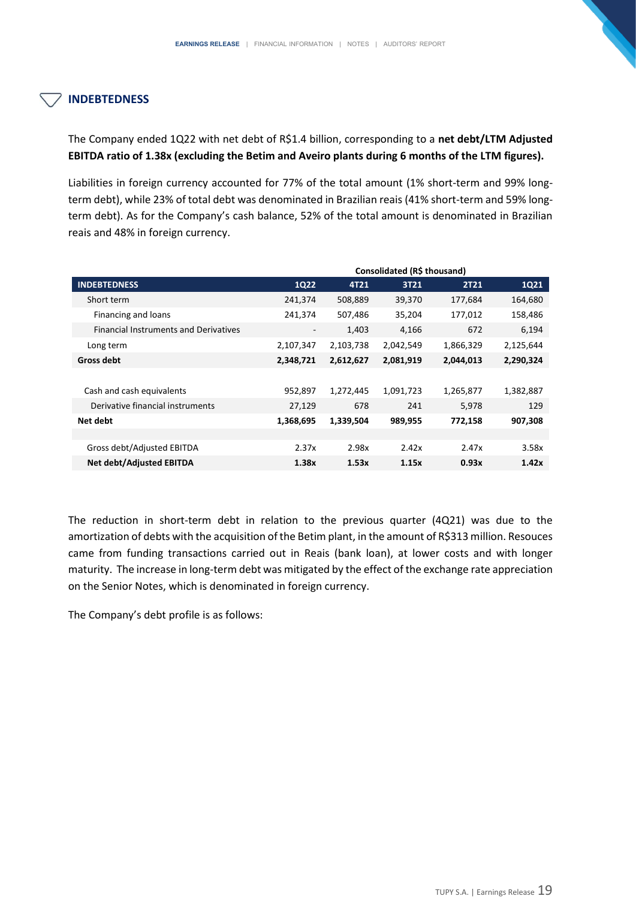## INDEBTEDNESS

The Company ended 1Q22 with net debt of R$1.4 billion, corresponding to a **net debt/LTM Adjusted EBITDA ratio of 1.38x (excluding the Betim and Aveiro plants during 6 months of the LTM figures).**

Liabilities in foreign currency accounted for 77% of the total amount (1% short-term and 99% long-term debt), while 23% of total debt was denominated in Brazilian reais (41% short-term and 59% long-term debt). As for the Company's cash balance, 52% of the total amount is denominated in Brazilian reais and 48% in foreign currency.

| | Consolidated (R$ thousand) | | | | |
|---|---|---|---|---|---|
| **INDEBTEDNESS** | **1Q22** | **4T21** | **3T21** | **2T21** | **1Q21** |
| Short term | 241,374 | 508,889 | 39,370 | 177,684 | 164,680 |
| Financing and loans | 241,374 | 507,486 | 35,204 | 177,012 | 158,486 |
| Financial Instruments and Derivatives | - | 1,403 | 4,166 | 672 | 6,194 |
| Long term | 2,107,347 | 2,103,738 | 2,042,549 | 1,866,329 | 2,125,644 |
| **Gross debt** | **2,348,721** | **2,612,627** | **2,081,919** | **2,044,013** | **2,290,324** |
| | | | | | |
| Cash and cash equivalents | 952,897 | 1,272,445 | 1,091,723 | 1,265,877 | 1,382,887 |
| Derivative financial instruments | 27,129 | 678 | 241 | 5,978 | 129 |
| **Net debt** | **1,368,695** | **1,339,504** | **989,955** | **772,158** | **907,308** |
| | | | | | |
| Gross debt/Adjusted EBITDA | 2.37x | 2.98x | 2.42x | 2.47x | 3.58x |
| **Net debt/Adjusted EBITDA** | **1.38x** | **1.53x** | **1.15x** | **0.93x** | **1.42x** |

The reduction in short-term debt in relation to the previous quarter (4Q21) was due to the amortization of debts with the acquisition of the Betim plant, in the amount of R$313 million. Resouces came from funding transactions carried out in Reais (bank loan), at lower costs and with longer maturity. The increase in long-term debt was mitigated by the effect of the exchange rate appreciation on the Senior Notes, which is denominated in foreign currency.

The Company's debt profile is as follows: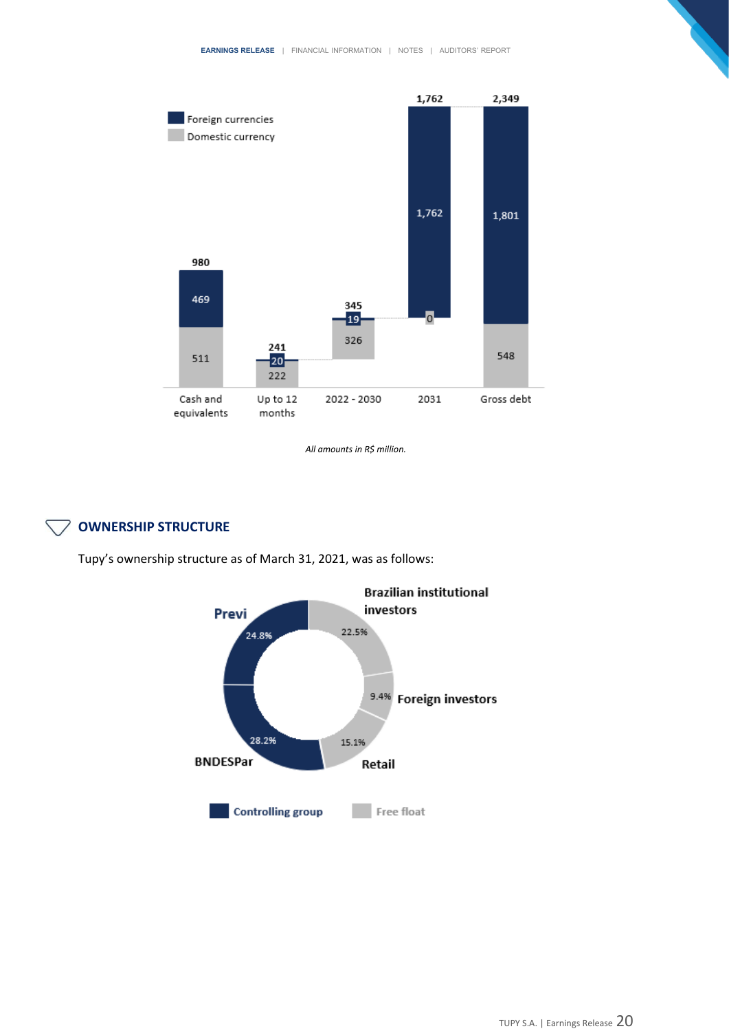| | Cash and equivalents | Up to 12 months | 2022 - 2030 | 2031 | Gross debt |
|---|---|---|---|---|---|
| Foreign currencies | 469 | 20 | 19 | 1,762 | 1,801 |
| Domestic currency | 511 | 222 | 326 | 0 | 548 |
| Total | 980 | 241 | 345 | 1,762 | 2,349 |

*All amounts in R$ million.*

## OWNERSHIP STRUCTURE

Tupy's ownership structure as of March 31, 2021, was as follows:

| Shareholder | % | Group |
|---|---|---|
| Previ | 24.8% | Controlling group |
| BNDESPar | 28.2% | Controlling group |
| Brazilian institutional investors | 22.5% | Free float |
| Foreign investors | 9.4% | Free float |
| Retail | 15.1% | Free float |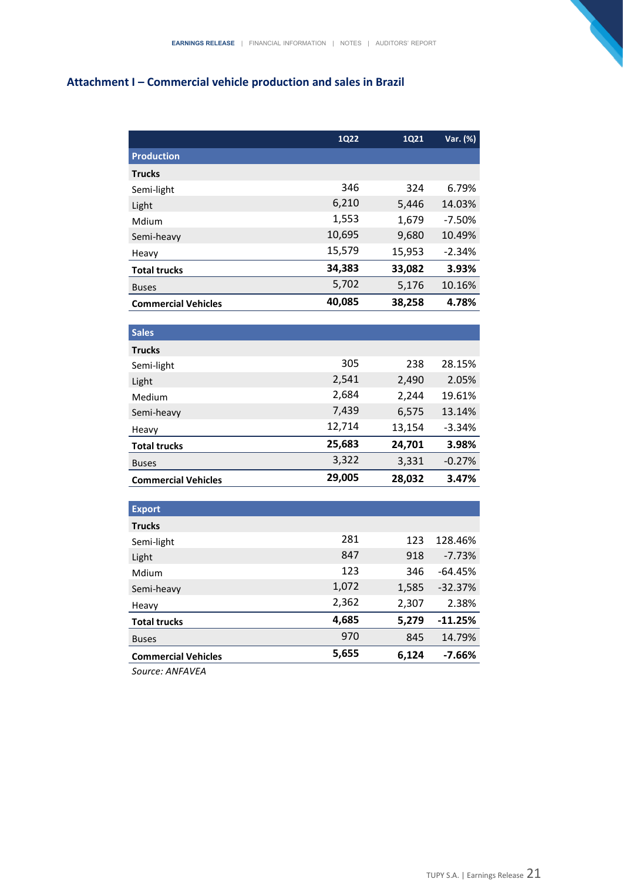## Attachment I – Commercial vehicle production and sales in Brazil

| | 1Q22 | 1Q21 | Var. (%) |
|---|---|---|---|
| **Production** | | | |
| **Trucks** | | | |
| Semi-light | 346 | 324 | 6.79% |
| Light | 6,210 | 5,446 | 14.03% |
| Mdium | 1,553 | 1,679 | -7.50% |
| Semi-heavy | 10,695 | 9,680 | 10.49% |
| Heavy | 15,579 | 15,953 | -2.34% |
| **Total trucks** | **34,383** | **33,082** | **3.93%** |
| Buses | 5,702 | 5,176 | 10.16% |
| **Commercial Vehicles** | **40,085** | **38,258** | **4.78%** |
| **Sales** | | | |
| **Trucks** | | | |
| Semi-light | 305 | 238 | 28.15% |
| Light | 2,541 | 2,490 | 2.05% |
| Medium | 2,684 | 2,244 | 19.61% |
| Semi-heavy | 7,439 | 6,575 | 13.14% |
| Heavy | 12,714 | 13,154 | -3.34% |
| **Total trucks** | **25,683** | **24,701** | **3.98%** |
| Buses | 3,322 | 3,331 | -0.27% |
| **Commercial Vehicles** | **29,005** | **28,032** | **3.47%** |
| **Export** | | | |
| **Trucks** | | | |
| Semi-light | 281 | 123 | 128.46% |
| Light | 847 | 918 | -7.73% |
| Mdium | 123 | 346 | -64.45% |
| Semi-heavy | 1,072 | 1,585 | -32.37% |
| Heavy | 2,362 | 2,307 | 2.38% |
| **Total trucks** | **4,685** | **5,279** | **-11.25%** |
| Buses | 970 | 845 | 14.79% |
| **Commercial Vehicles** | **5,655** | **6,124** | **-7.66%** |

*Source: ANFAVEA*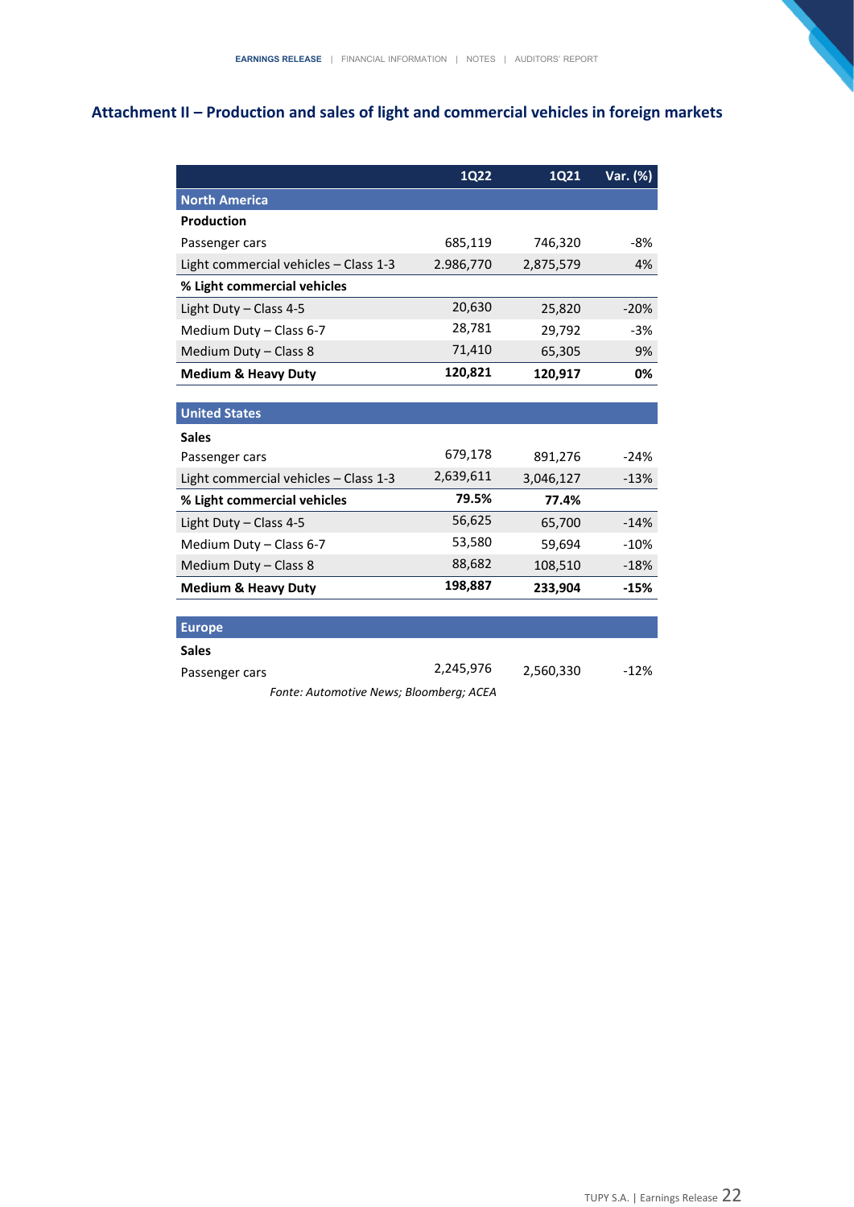## Attachment II – Production and sales of light and commercial vehicles in foreign markets

| | 1Q22 | 1Q21 | Var. (%) |
|---|---|---|---|
| **North America** | | | |
| **Production** | | | |
| Passenger cars | 685,119 | 746,320 | -8% |
| Light commercial vehicles – Class 1-3 | 2.986,770 | 2,875,579 | 4% |
| **% Light commercial vehicles** | | | |
| Light Duty – Class 4-5 | 20,630 | 25,820 | -20% |
| Medium Duty – Class 6-7 | 28,781 | 29,792 | -3% |
| Medium Duty – Class 8 | 71,410 | 65,305 | 9% |
| **Medium & Heavy Duty** | **120,821** | **120,917** | **0%** |
| **United States** | | | |
| **Sales** | | | |
| Passenger cars | 679,178 | 891,276 | -24% |
| Light commercial vehicles – Class 1-3 | 2,639,611 | 3,046,127 | -13% |
| **% Light commercial vehicles** | **79.5%** | **77.4%** | |
| Light Duty – Class 4-5 | 56,625 | 65,700 | -14% |
| Medium Duty – Class 6-7 | 53,580 | 59,694 | -10% |
| Medium Duty – Class 8 | 88,682 | 108,510 | -18% |
| **Medium & Heavy Duty** | **198,887** | **233,904** | **-15%** |
| **Europe** | | | |
| **Sales** | | | |
| Passenger cars | 2,245,976 | 2,560,330 | -12% |

*Fonte: Automotive News; Bloomberg; ACEA*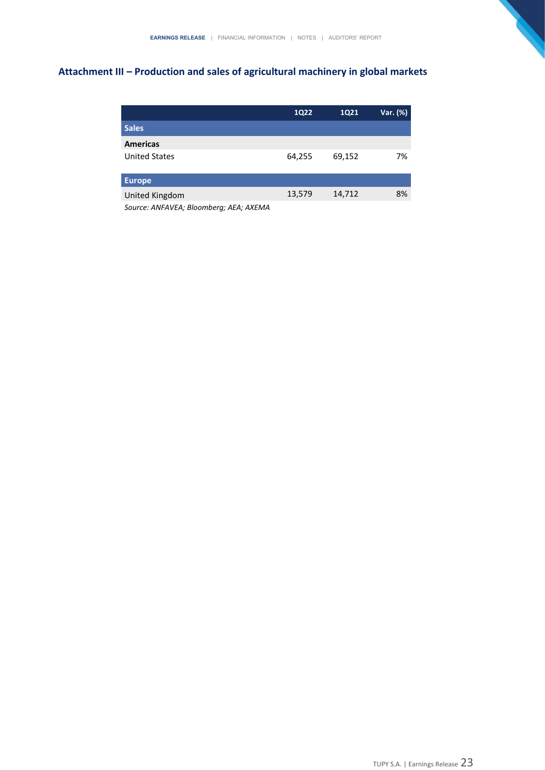## Attachment III – Production and sales of agricultural machinery in global markets

| | 1Q22 | 1Q21 | Var. (%) |
|---|---|---|---|
| **Sales** | | | |
| **Americas** | | | |
| United States | 64,255 | 69,152 | 7% |
| **Europe** | | | |
| United Kingdom | 13,579 | 14,712 | 8% |

*Source: ANFAVEA; Bloomberg; AEA; AXEMA*